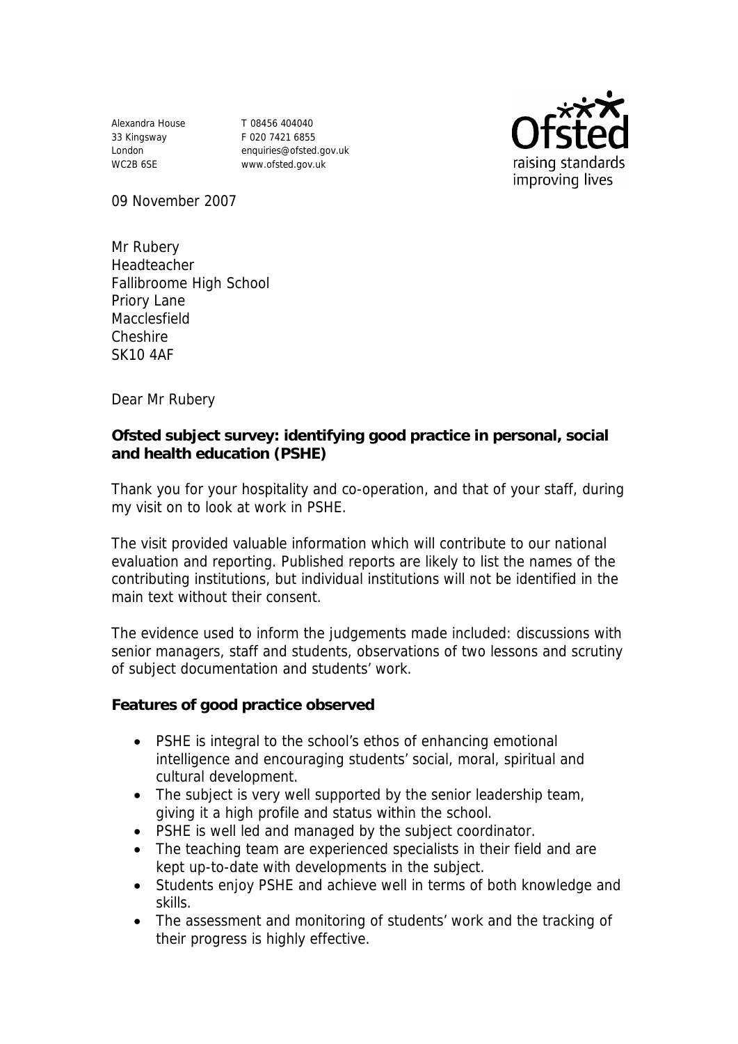Alexandra House
33 Kingsway
London
WC2B 6SE

T 08456 404040
F 020 7421 6855
enquiries@ofsted.gov.uk
www.ofsted.gov.uk

Ofsted
raising standards
improving lives

09 November 2007

Mr Rubery
Headteacher
Fallibroome High School
Priory Lane
Macclesfield
Cheshire
SK10 4AF

Dear Mr Rubery

**Ofsted subject survey: identifying good practice in personal, social and health education (PSHE)**

Thank you for your hospitality and co-operation, and that of your staff, during my visit on to look at work in PSHE.

The visit provided valuable information which will contribute to our national evaluation and reporting. Published reports are likely to list the names of the contributing institutions, but individual institutions will not be identified in the main text without their consent.

The evidence used to inform the judgements made included: discussions with senior managers, staff and students, observations of two lessons and scrutiny of subject documentation and students' work.

**Features of good practice observed**

- PSHE is integral to the school's ethos of enhancing emotional intelligence and encouraging students' social, moral, spiritual and cultural development.
- The subject is very well supported by the senior leadership team, giving it a high profile and status within the school.
- PSHE is well led and managed by the subject coordinator.
- The teaching team are experienced specialists in their field and are kept up-to-date with developments in the subject.
- Students enjoy PSHE and achieve well in terms of both knowledge and skills.
- The assessment and monitoring of students' work and the tracking of their progress is highly effective.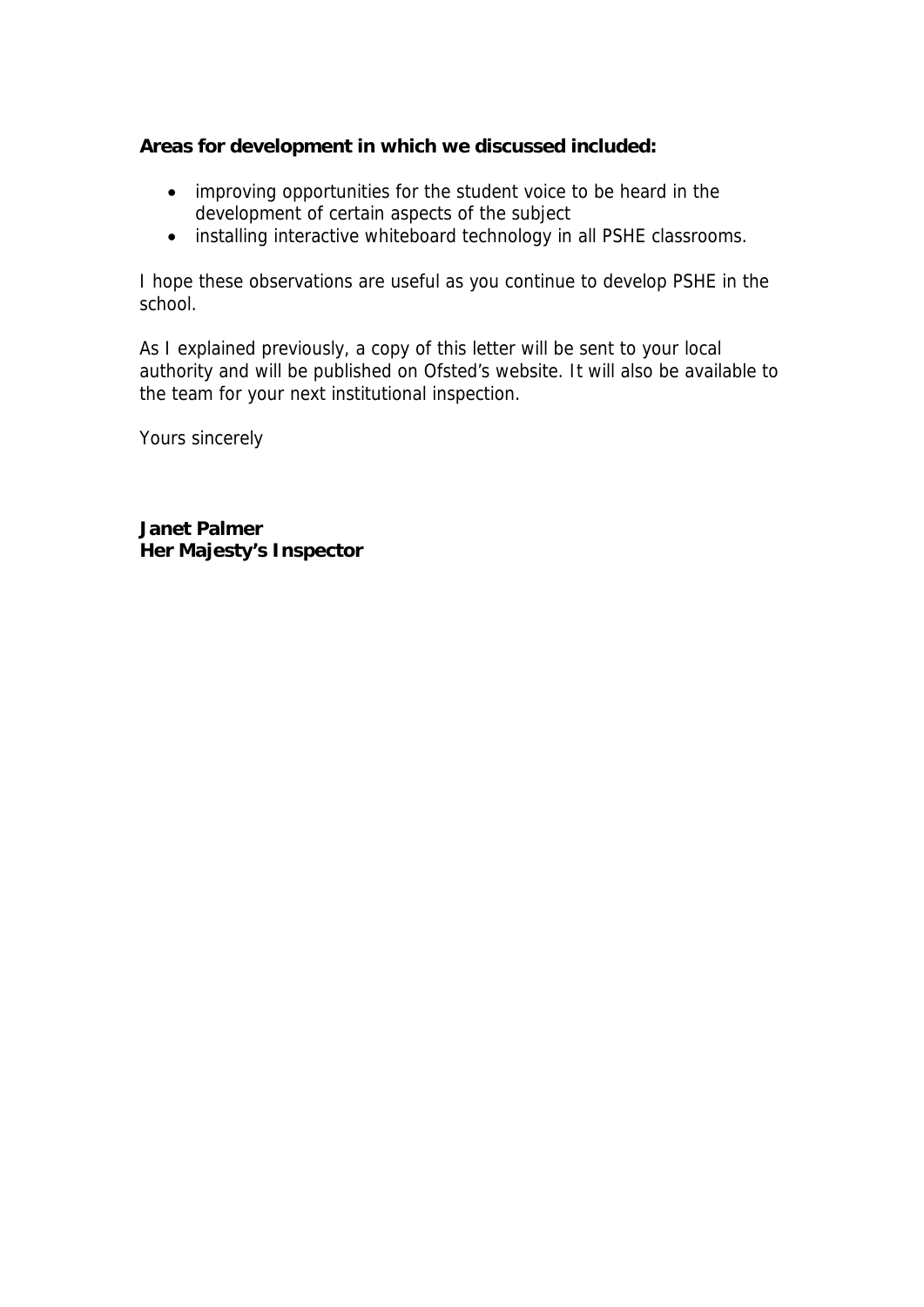**Areas for development in which we discussed included:**

- improving opportunities for the student voice to be heard in the development of certain aspects of the subject
- installing interactive whiteboard technology in all PSHE classrooms.

I hope these observations are useful as you continue to develop PSHE in the school.

As I explained previously, a copy of this letter will be sent to your local authority and will be published on Ofsted's website. It will also be available to the team for your next institutional inspection.

Yours sincerely

**Janet Palmer**
**Her Majesty's Inspector**